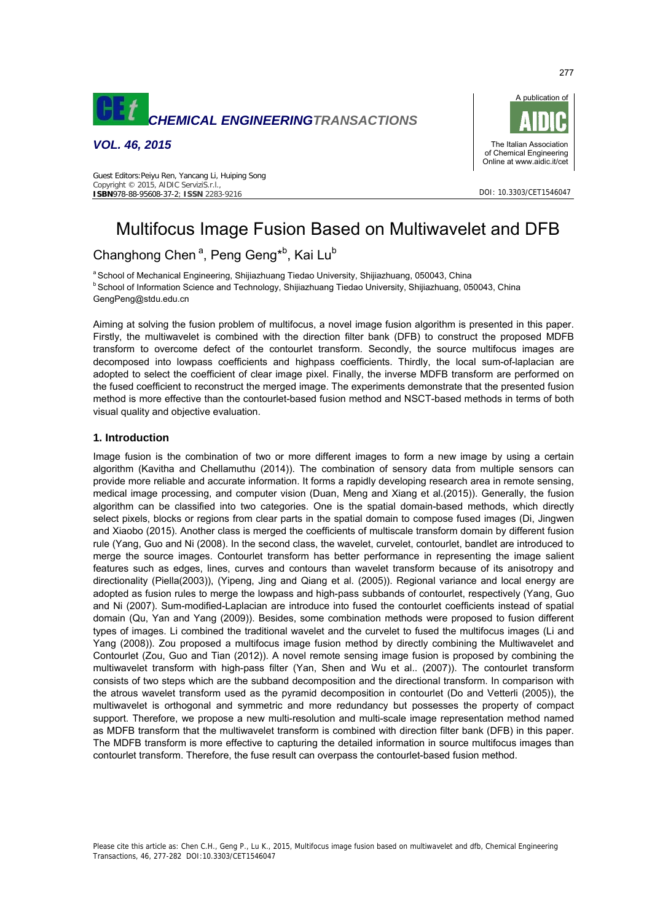# Multifocus Image Fusion Based on Multiwavelet and DFB

Changhong Chen [a], Peng Geng*[b], Kai Lu[b]

[a] School of Mechanical Engineering, Shijiazhuang Tiedao University, Shijiazhuang, 050043, China
[b] School of Information Science and Technology, Shijiazhuang Tiedao University, Shijiazhuang, 050043, China
GengPeng@stdu.edu.cn

Aiming at solving the fusion problem of multifocus, a novel image fusion algorithm is presented in this paper. Firstly, the multiwavelet is combined with the direction filter bank (DFB) to construct the proposed MDFB transform to overcome defect of the contourlet transform. Secondly, the source multifocus images are decomposed into lowpass coefficients and highpass coefficients. Thirdly, the local sum-of-laplacian are adopted to select the coefficient of clear image pixel. Finally, the inverse MDFB transform are performed on the fused coefficient to reconstruct the merged image. The experiments demonstrate that the presented fusion method is more effective than the contourlet-based fusion method and NSCT-based methods in terms of both visual quality and objective evaluation.

## 1. Introduction

Image fusion is the combination of two or more different images to form a new image by using a certain algorithm (Kavitha and Chellamuthu (2014)). The combination of sensory data from multiple sensors can provide more reliable and accurate information. It forms a rapidly developing research area in remote sensing, medical image processing, and computer vision (Duan, Meng and Xiang et al.(2015)). Generally, the fusion algorithm can be classified into two categories. One is the spatial domain-based methods, which directly select pixels, blocks or regions from clear parts in the spatial domain to compose fused images (Di, Jingwen and Xiaobo (2015). Another class is merged the coefficients of multiscale transform domain by different fusion rule (Yang, Guo and Ni (2008). In the second class, the wavelet, curvelet, contourlet, bandlet are introduced to merge the source images. Contourlet transform has better performance in representing the image salient features such as edges, lines, curves and contours than wavelet transform because of its anisotropy and directionality (Piella(2003)), (Yipeng, Jing and Qiang et al. (2005)). Regional variance and local energy are adopted as fusion rules to merge the lowpass and high-pass subbands of contourlet, respectively (Yang, Guo and Ni (2007). Sum-modified-Laplacian are introduce into fused the contourlet coefficients instead of spatial domain (Qu, Yan and Yang (2009)). Besides, some combination methods were proposed to fusion different types of images. Li combined the traditional wavelet and the curvelet to fused the multifocus images (Li and Yang (2008)). Zou proposed a multifocus image fusion method by directly combining the Multiwavelet and Contourlet (Zou, Guo and Tian (2012)). A novel remote sensing image fusion is proposed by combining the multiwavelet transform with high-pass filter (Yan, Shen and Wu et al.. (2007)). The contourlet transform consists of two steps which are the subband decomposition and the directional transform. In comparison with the atrous wavelet transform used as the pyramid decomposition in contourlet (Do and Vetterli (2005)), the multiwavelet is orthogonal and symmetric and more redundancy but possesses the property of compact support. Therefore, we propose a new multi-resolution and multi-scale image representation method named as MDFB transform that the multiwavelet transform is combined with direction filter bank (DFB) in this paper. The MDFB transform is more effective to capturing the detailed information in source multifocus images than contourlet transform. Therefore, the fuse result can overpass the contourlet-based fusion method.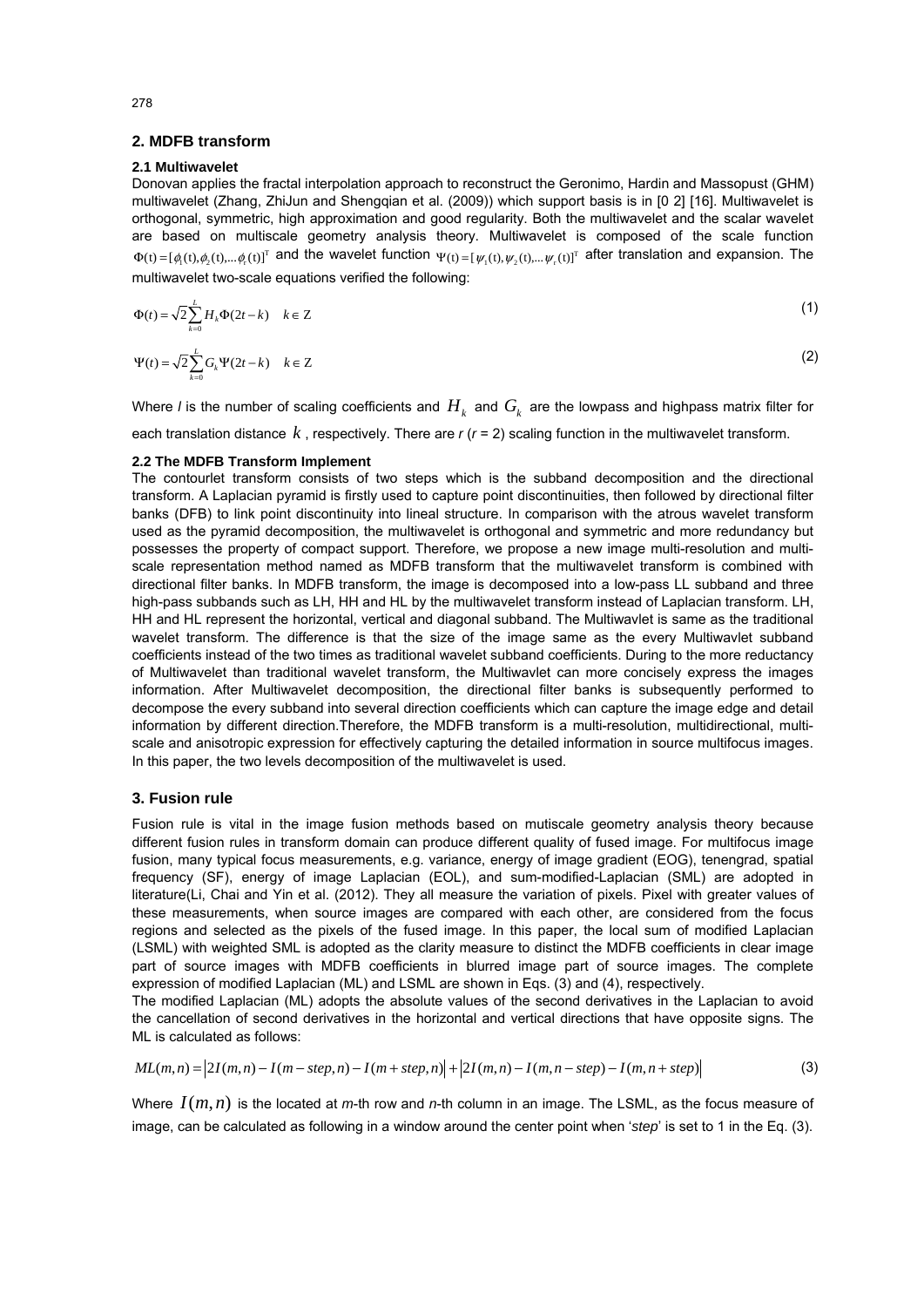## 2. MDFB transform

### 2.1 Multiwavelet

Donovan applies the fractal interpolation approach to reconstruct the Geronimo, Hardin and Massopust (GHM) multiwavelet (Zhang, ZhiJun and Shengqian et al. (2009)) which support basis is in [0 2] [16]. Multiwavelet is orthogonal, symmetric, high approximation and good regularity. Both the multiwavelet and the scalar wavelet are based on multiscale geometry analysis theory. Multiwavelet is composed of the scale function $\Phi(t) = [\phi_1(t), \phi_2(t), \ldots \phi_r(t)]^T$ and the wavelet function $\Psi(t) = [\psi_1(t), \psi_2(t), \ldots \psi_r(t)]^T$ after translation and expansion. The multiwavelet two-scale equations verified the following:

$$\Phi(t) = \sqrt{2}\sum_{k=0}^{L} H_k \Phi(2t-k) \quad k \in \mathrm{Z} \tag{1}$$

$$\Psi(t) = \sqrt{2}\sum_{k=0}^{L} G_k \Psi(2t-k) \quad k \in \mathrm{Z} \tag{2}$$

Where *l* is the number of scaling coefficients and $H_k$ and $G_k$ are the lowpass and highpass matrix filter for each translation distance $k$, respectively. There are *r* (*r* = 2) scaling function in the multiwavelet transform.

### 2.2 The MDFB Transform Implement

The contourlet transform consists of two steps which is the subband decomposition and the directional transform. A Laplacian pyramid is firstly used to capture point discontinuities, then followed by directional filter banks (DFB) to link point discontinuity into lineal structure. In comparison with the atrous wavelet transform used as the pyramid decomposition, the multiwavelet is orthogonal and symmetric and more redundancy but possesses the property of compact support. Therefore, we propose a new image multi-resolution and multi-scale representation method named as MDFB transform that the multiwavelet transform is combined with directional filter banks. In MDFB transform, the image is decomposed into a low-pass LL subband and three high-pass subbands such as LH, HH and HL by the multiwavelet transform instead of Laplacian transform. LH, HH and HL represent the horizontal, vertical and diagonal subband. The Multiwavlet is same as the traditional wavelet transform. The difference is that the size of the image same as the every Multiwavlet subband coefficients instead of the two times as traditional wavelet subband coefficients. During to the more reductancy of Multiwavelet than traditional wavelet transform, the Multiwavlet can more concisely express the images information. After Multiwavelet decomposition, the directional filter banks is subsequently performed to decompose the every subband into several direction coefficients which can capture the image edge and detail information by different direction.Therefore, the MDFB transform is a multi-resolution, multidirectional, multi-scale and anisotropic expression for effectively capturing the detailed information in source multifocus images. In this paper, the two levels decomposition of the multiwavelet is used.

## 3. Fusion rule

Fusion rule is vital in the image fusion methods based on mutiscale geometry analysis theory because different fusion rules in transform domain can produce different quality of fused image. For multifocus image fusion, many typical focus measurements, e.g. variance, energy of image gradient (EOG), tenengrad, spatial frequency (SF), energy of image Laplacian (EOL), and sum-modified-Laplacian (SML) are adopted in literature(Li, Chai and Yin et al. (2012). They all measure the variation of pixels. Pixel with greater values of these measurements, when source images are compared with each other, are considered from the focus regions and selected as the pixels of the fused image. In this paper, the local sum of modified Laplacian (LSML) with weighted SML is adopted as the clarity measure to distinct the MDFB coefficients in clear image part of source images with MDFB coefficients in blurred image part of source images. The complete expression of modified Laplacian (ML) and LSML are shown in Eqs. (3) and (4), respectively.

The modified Laplacian (ML) adopts the absolute values of the second derivatives in the Laplacian to avoid the cancellation of second derivatives in the horizontal and vertical directions that have opposite signs. The ML is calculated as follows:

$$ML(m,n) = \left|2I(m,n) - I(m-step,n) - I(m+step,n)\right| + \left|2I(m,n) - I(m,n-step) - I(m,n+step)\right| \tag{3}$$

Where $I(m,n)$ is the located at *m*-th row and *n*-th column in an image. The LSML, as the focus measure of image, can be calculated as following in a window around the center point when '*step*' is set to 1 in the Eq. (3).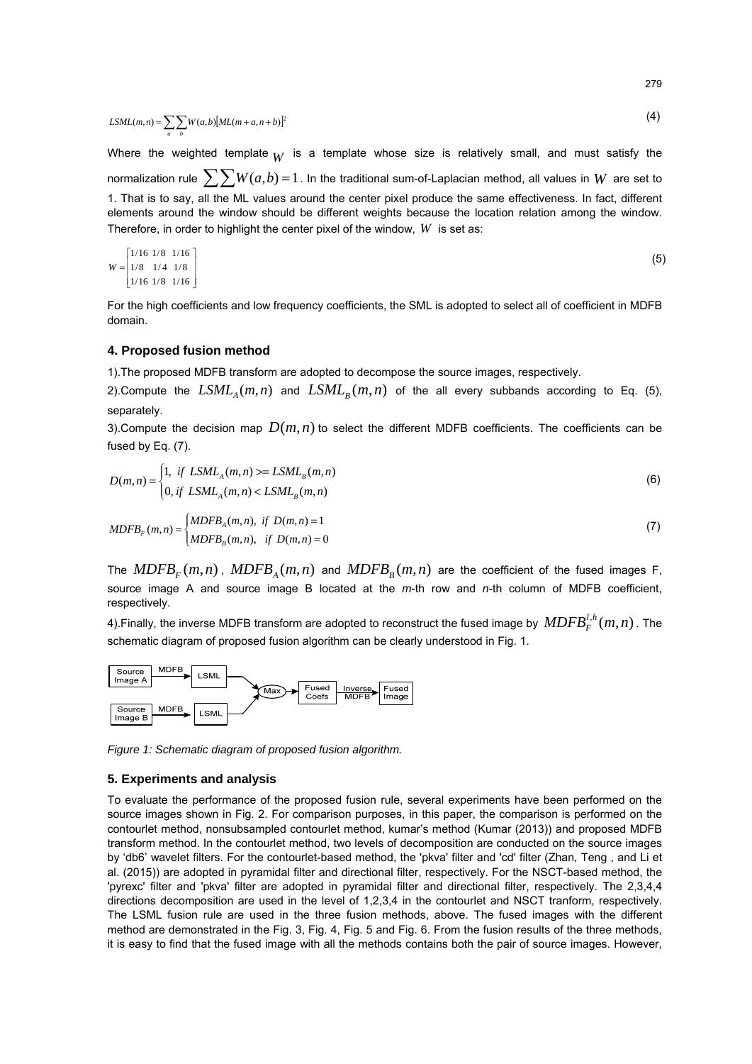$$LSML(m,n) = \sum_a \sum_b W(a,b)[ML(m+a,n+b)]^2 \tag{4}$$

Where the weighted template $W$ is a template whose size is relatively small, and must satisfy the normalization rule $\sum\sum W(a,b)=1$. In the traditional sum-of-Laplacian method, all values in $W$ are set to 1. That is to say, all the ML values around the center pixel produce the same effectiveness. In fact, different elements around the window should be different weights because the location relation among the window. Therefore, in order to highlight the center pixel of the window, $W$ is set as:

$$W = \begin{bmatrix} 1/16 & 1/8 & 1/16 \\ 1/8 & 1/4 & 1/8 \\ 1/16 & 1/8 & 1/16 \end{bmatrix} \tag{5}$$

For the high coefficients and low frequency coefficients, the SML is adopted to select all of coefficient in MDFB domain.

## 4. Proposed fusion method

1).The proposed MDFB transform are adopted to decompose the source images, respectively.

2).Compute the $LSML_A(m,n)$ and $LSML_B(m,n)$ of the all every subbands according to Eq. (5), separately.

3).Compute the decision map $D(m,n)$ to select the different MDFB coefficients. The coefficients can be fused by Eq. (7).

$$D(m,n) = \begin{cases} 1, & if\ LSML_A(m,n) >= LSML_B(m,n) \\ 0, & if\ LSML_A(m,n) < LSML_B(m,n) \end{cases} \tag{6}$$

$$MDFB_F(m,n) = \begin{cases} MDFB_A(m,n), & if\ D(m,n) = 1 \\ MDFB_B(m,n), & if\ D(m,n) = 0 \end{cases} \tag{7}$$

The $MDFB_F(m,n)$, $MDFB_A(m,n)$ and $MDFB_B(m,n)$ are the coefficient of the fused images F, source image A and source image B located at the *m*-th row and *n*-th column of MDFB coefficient, respectively.

4).Finally, the inverse MDFB transform are adopted to reconstruct the fused image by $MDFB_F^{l,h}(m,n)$. The schematic diagram of proposed fusion algorithm can be clearly understood in Fig. 1.

*Figure 1: Schematic diagram of proposed fusion algorithm.*

## 5. Experiments and analysis

To evaluate the performance of the proposed fusion rule, several experiments have been performed on the source images shown in Fig. 2. For comparison purposes, in this paper, the comparison is performed on the contourlet method, nonsubsampled contourlet method, kumar's method (Kumar (2013)) and proposed MDFB transform method. In the contourlet method, two levels of decomposition are conducted on the source images by 'db6' wavelet filters. For the contourlet-based method, the 'pkva' filter and 'cd' filter (Zhan, Teng , and Li et al. (2015)) are adopted in pyramidal filter and directional filter, respectively. For the NSCT-based method, the 'pyrexc' filter and 'pkva' filter are adopted in pyramidal filter and directional filter, respectively. The 2,3,4,4 directions decomposition are used in the level of 1,2,3,4 in the contourlet and NSCT tranform, respectively. The LSML fusion rule are used in the three fusion methods, above. The fused images with the different method are demonstrated in the Fig. 3, Fig. 4, Fig. 5 and Fig. 6. From the fusion results of the three methods, it is easy to find that the fused image with all the methods contains both the pair of source images. However,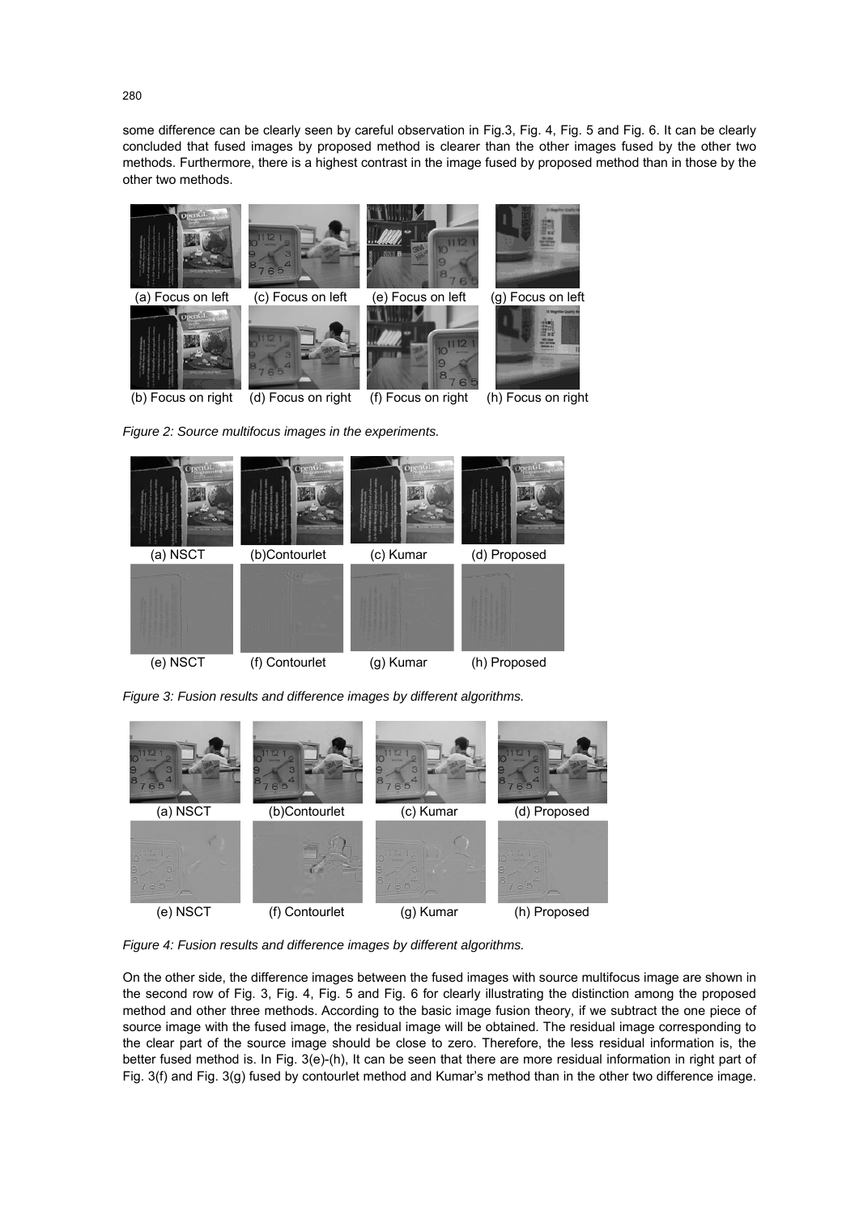some difference can be clearly seen by careful observation in Fig.3, Fig. 4, Fig. 5 and Fig. 6. It can be clearly concluded that fused images by proposed method is clearer than the other images fused by the other two methods. Furthermore, there is a highest contrast in the image fused by proposed method than in those by the other two methods.

(a) Focus on left (c) Focus on left (e) Focus on left (g) Focus on left

(b) Focus on right (d) Focus on right (f) Focus on right (h) Focus on right

*Figure 2: Source multifocus images in the experiments.*

(a) NSCT (b)Contourlet (c) Kumar (d) Proposed

(e) NSCT (f) Contourlet (g) Kumar (h) Proposed

*Figure 3: Fusion results and difference images by different algorithms.*

(a) NSCT (b)Contourlet (c) Kumar (d) Proposed

(e) NSCT (f) Contourlet (g) Kumar (h) Proposed

*Figure 4: Fusion results and difference images by different algorithms.*

On the other side, the difference images between the fused images with source multifocus image are shown in the second row of Fig. 3, Fig. 4, Fig. 5 and Fig. 6 for clearly illustrating the distinction among the proposed method and other three methods. According to the basic image fusion theory, if we subtract the one piece of source image with the fused image, the residual image will be obtained. The residual image corresponding to the clear part of the source image should be close to zero. Therefore, the less residual information is, the better fused method is. In Fig. 3(e)-(h), It can be seen that there are more residual information in right part of Fig. 3(f) and Fig. 3(g) fused by contourlet method and Kumar's method than in the other two difference image.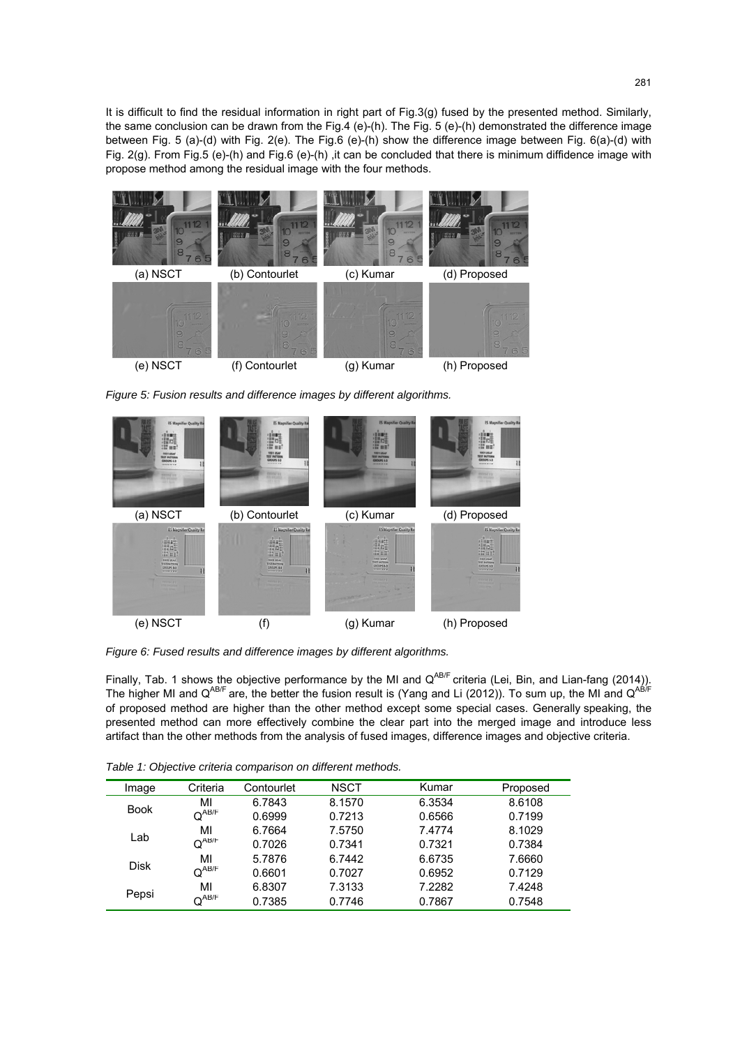It is difficult to find the residual information in right part of Fig.3(g) fused by the presented method. Similarly, the same conclusion can be drawn from the Fig.4 (e)-(h). The Fig. 5 (e)-(h) demonstrated the difference image between Fig. 5 (a)-(d) with Fig. 2(e). The Fig.6 (e)-(h) show the difference image between Fig. 6(a)-(d) with Fig. 2(g). From Fig.5 (e)-(h) and Fig.6 (e)-(h) ,it can be concluded that there is minimum diffidence image with propose method among the residual image with the four methods.

(a) NSCT (b) Contourlet (c) Kumar (d) Proposed

(e) NSCT (f) Contourlet (g) Kumar (h) Proposed

*Figure 5: Fusion results and difference images by different algorithms.*

(a) NSCT (b) Contourlet (c) Kumar (d) Proposed

(e) NSCT (f) (g) Kumar (h) Proposed

*Figure 6: Fused results and difference images by different algorithms.*

Finally, Tab. 1 shows the objective performance by the MI and $Q^{AB/F}$ criteria (Lei, Bin, and Lian-fang (2014)). The higher MI and $Q^{AB/F}$ are, the better the fusion result is (Yang and Li (2012)). To sum up, the MI and $Q^{AB/F}$ of proposed method are higher than the other method except some special cases. Generally speaking, the presented method can more effectively combine the clear part into the merged image and introduce less artifact than the other methods from the analysis of fused images, difference images and objective criteria.

*Table 1: Objective criteria comparison on different methods.*

| Image | Criteria | Contourlet | NSCT | Kumar | Proposed |
|---|---|---|---|---|---|
| Book | MI | 6.7843 | 8.1570 | 6.3534 | 8.6108 |
| | $Q^{AB/F}$ | 0.6999 | 0.7213 | 0.6566 | 0.7199 |
| Lab | MI | 6.7664 | 7.5750 | 7.4774 | 8.1029 |
| | $Q^{AB/F}$ | 0.7026 | 0.7341 | 0.7321 | 0.7384 |
| Disk | MI | 5.7876 | 6.7442 | 6.6735 | 7.6660 |
| | $Q^{AB/F}$ | 0.6601 | 0.7027 | 0.6952 | 0.7129 |
| Pepsi | MI | 6.8307 | 7.3133 | 7.2282 | 7.4248 |
| | $Q^{AB/F}$ | 0.7385 | 0.7746 | 0.7867 | 0.7548 |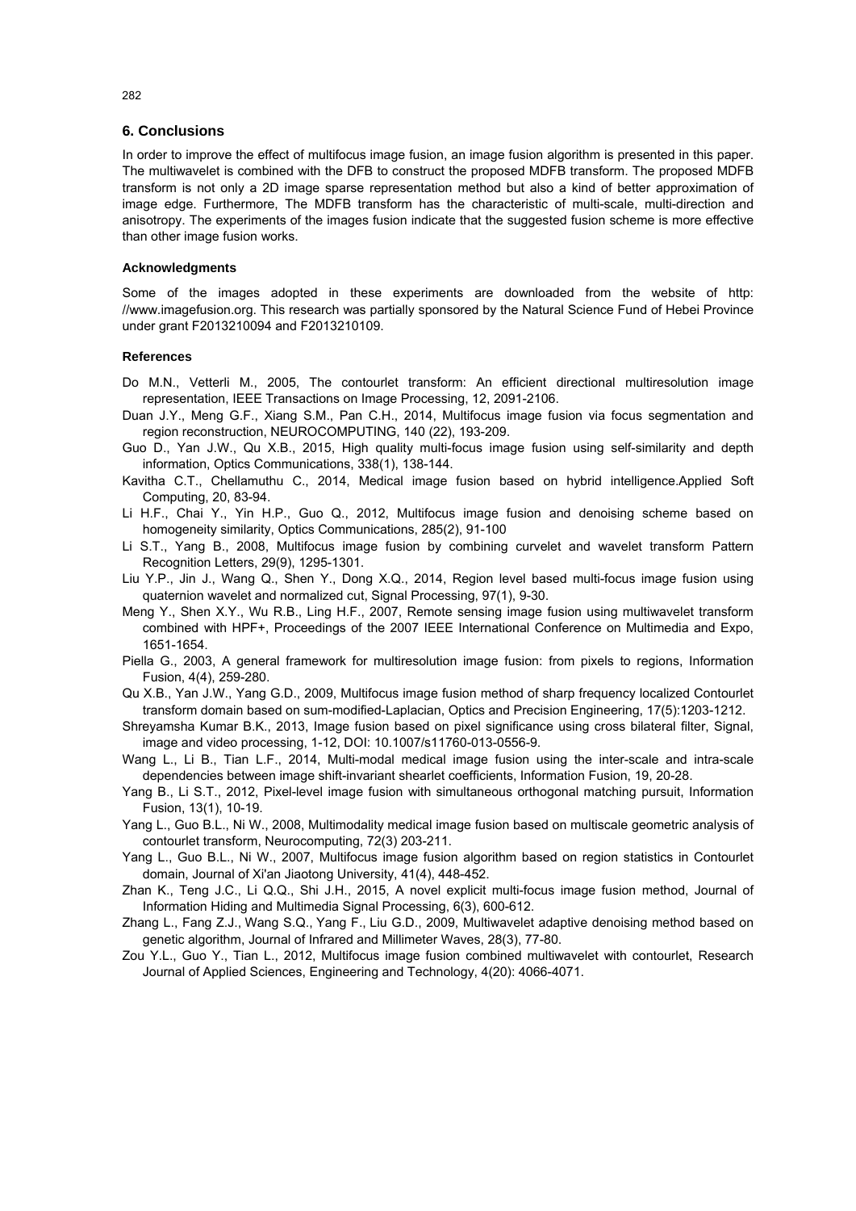## 6. Conclusions

In order to improve the effect of multifocus image fusion, an image fusion algorithm is presented in this paper. The multiwavelet is combined with the DFB to construct the proposed MDFB transform. The proposed MDFB transform is not only a 2D image sparse representation method but also a kind of better approximation of image edge. Furthermore, The MDFB transform has the characteristic of multi-scale, multi-direction and anisotropy. The experiments of the images fusion indicate that the suggested fusion scheme is more effective than other image fusion works.

#### Acknowledgments

Some of the images adopted in these experiments are downloaded from the website of http: //www.imagefusion.org. This research was partially sponsored by the Natural Science Fund of Hebei Province under grant F2013210094 and F2013210109.

#### References

Do M.N., Vetterli M., 2005, The contourlet transform: An efficient directional multiresolution image representation, IEEE Transactions on Image Processing, 12, 2091-2106.

Duan J.Y., Meng G.F., Xiang S.M., Pan C.H., 2014, Multifocus image fusion via focus segmentation and region reconstruction, NEUROCOMPUTING, 140 (22), 193-209.

Guo D., Yan J.W., Qu X.B., 2015, High quality multi-focus image fusion using self-similarity and depth information, Optics Communications, 338(1), 138-144.

Kavitha C.T., Chellamuthu C., 2014, Medical image fusion based on hybrid intelligence.Applied Soft Computing, 20, 83-94.

Li H.F., Chai Y., Yin H.P., Guo Q., 2012, Multifocus image fusion and denoising scheme based on homogeneity similarity, Optics Communications, 285(2), 91-100

Li S.T., Yang B., 2008, Multifocus image fusion by combining curvelet and wavelet transform Pattern Recognition Letters, 29(9), 1295-1301.

Liu Y.P., Jin J., Wang Q., Shen Y., Dong X.Q., 2014, Region level based multi-focus image fusion using quaternion wavelet and normalized cut, Signal Processing, 97(1), 9-30.

Meng Y., Shen X.Y., Wu R.B., Ling H.F., 2007, Remote sensing image fusion using multiwavelet transform combined with HPF+, Proceedings of the 2007 IEEE International Conference on Multimedia and Expo, 1651-1654.

Piella G., 2003, A general framework for multiresolution image fusion: from pixels to regions, Information Fusion, 4(4), 259-280.

Qu X.B., Yan J.W., Yang G.D., 2009, Multifocus image fusion method of sharp frequency localized Contourlet transform domain based on sum-modified-Laplacian, Optics and Precision Engineering, 17(5):1203-1212.

Shreyamsha Kumar B.K., 2013, Image fusion based on pixel significance using cross bilateral filter, Signal, image and video processing, 1-12, DOI: 10.1007/s11760-013-0556-9.

Wang L., Li B., Tian L.F., 2014, Multi-modal medical image fusion using the inter-scale and intra-scale dependencies between image shift-invariant shearlet coefficients, Information Fusion, 19, 20-28.

Yang B., Li S.T., 2012, Pixel-level image fusion with simultaneous orthogonal matching pursuit, Information Fusion, 13(1), 10-19.

Yang L., Guo B.L., Ni W., 2008, Multimodality medical image fusion based on multiscale geometric analysis of contourlet transform, Neurocomputing, 72(3) 203-211.

Yang L., Guo B.L., Ni W., 2007, Multifocus image fusion algorithm based on region statistics in Contourlet domain, Journal of Xi'an Jiaotong University, 41(4), 448-452.

Zhan K., Teng J.C., Li Q.Q., Shi J.H., 2015, A novel explicit multi-focus image fusion method, Journal of Information Hiding and Multimedia Signal Processing, 6(3), 600-612.

Zhang L., Fang Z.J., Wang S.Q., Yang F., Liu G.D., 2009, Multiwavelet adaptive denoising method based on genetic algorithm, Journal of Infrared and Millimeter Waves, 28(3), 77-80.

Zou Y.L., Guo Y., Tian L., 2012, Multifocus image fusion combined multiwavelet with contourlet, Research Journal of Applied Sciences, Engineering and Technology, 4(20): 4066-4071.